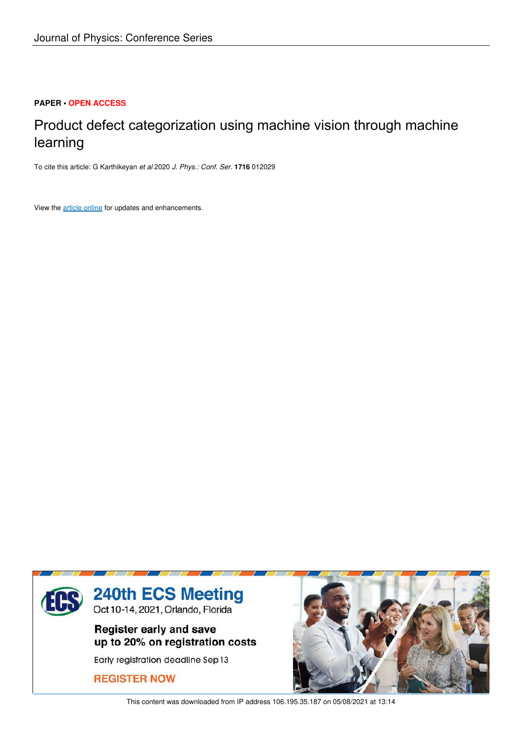Journal of Physics: Conference Series

**PAPER** • **OPEN ACCESS**

# Product defect categorization using machine vision through machine learning

To cite this article: G Karthikeyan *et al* 2020 *J. Phys.: Conf. Ser.* **1716** 012029

View the article online for updates and enhancements.

240th ECS Meeting
Oct 10-14, 2021, Orlando, Florida

Register early and save up to 20% on registration costs

Early registration deadline Sep 13

REGISTER NOW

This content was downloaded from IP address 106.195.35.187 on 05/08/2021 at 13:14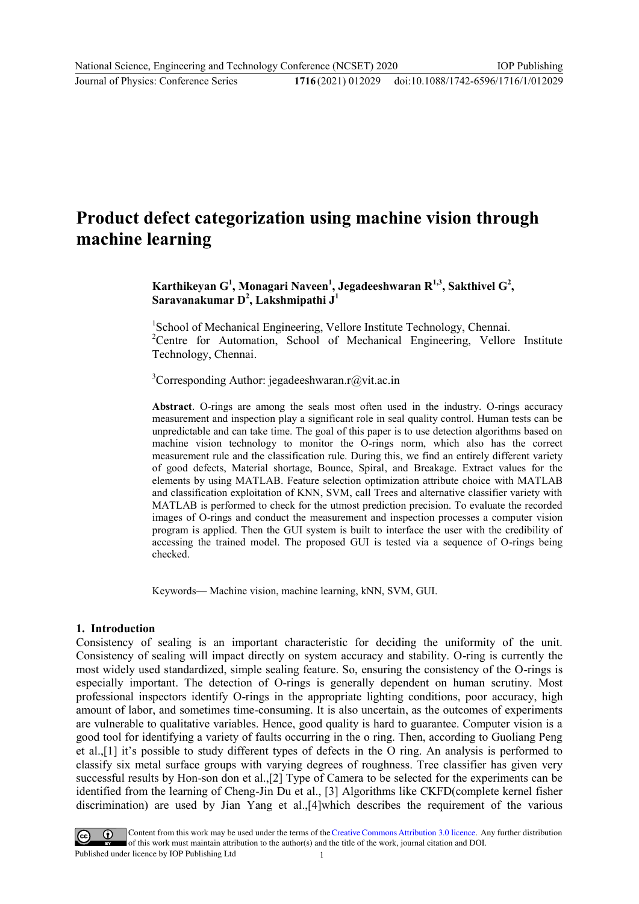# Product defect categorization using machine vision through machine learning

**Karthikeyan G[1], Monagari Naveen[1], Jegadeeshwaran R[1,3], Sakthivel G[2], Saravanakumar D[2], Lakshmipathi J[1]**

[1]School of Mechanical Engineering, Vellore Institute Technology, Chennai.
[2]Centre for Automation, School of Mechanical Engineering, Vellore Institute Technology, Chennai.

[3]Corresponding Author: jegadeeshwaran.r@vit.ac.in

**Abstract**. O-rings are among the seals most often used in the industry. O-rings accuracy measurement and inspection play a significant role in seal quality control. Human tests can be unpredictable and can take time. The goal of this paper is to use detection algorithms based on machine vision technology to monitor the O-rings norm, which also has the correct measurement rule and the classification rule. During this, we find an entirely different variety of good defects, Material shortage, Bounce, Spiral, and Breakage. Extract values for the elements by using MATLAB. Feature selection optimization attribute choice with MATLAB and classification exploitation of KNN, SVM, call Trees and alternative classifier variety with MATLAB is performed to check for the utmost prediction precision. To evaluate the recorded images of O-rings and conduct the measurement and inspection processes a computer vision program is applied. Then the GUI system is built to interface the user with the credibility of accessing the trained model. The proposed GUI is tested via a sequence of O-rings being checked.

Keywords— Machine vision, machine learning, kNN, SVM, GUI.

## 1. Introduction

Consistency of sealing is an important characteristic for deciding the uniformity of the unit. Consistency of sealing will impact directly on system accuracy and stability. O-ring is currently the most widely used standardized, simple sealing feature. So, ensuring the consistency of the O-rings is especially important. The detection of O-rings is generally dependent on human scrutiny. Most professional inspectors identify O-rings in the appropriate lighting conditions, poor accuracy, high amount of labor, and sometimes time-consuming. It is also uncertain, as the outcomes of experiments are vulnerable to qualitative variables. Hence, good quality is hard to guarantee. Computer vision is a good tool for identifying a variety of faults occurring in the o ring. Then, according to Guoliang Peng et al.,[1] it's possible to study different types of defects in the O ring. An analysis is performed to classify six metal surface groups with varying degrees of roughness. Tree classifier has given very successful results by Hon-son don et al.,[2] Type of Camera to be selected for the experiments can be identified from the learning of Cheng-Jin Du et al., [3] Algorithms like CKFD(complete kernel fisher discrimination) are used by Jian Yang et al.,[4]which describes the requirement of the various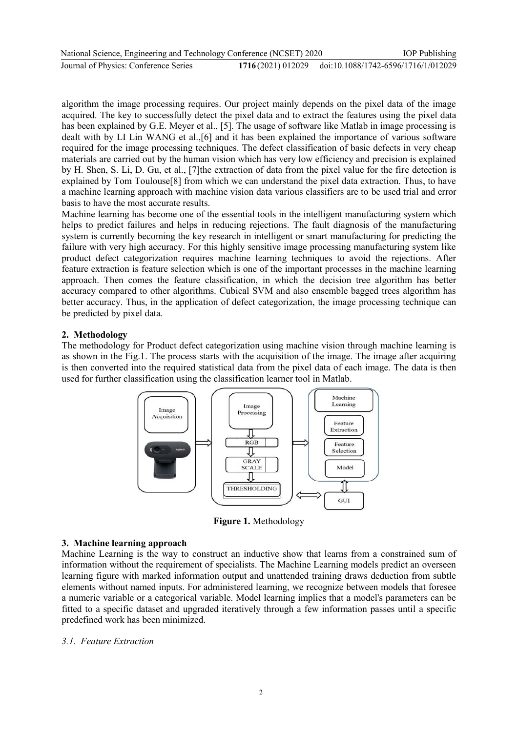algorithm the image processing requires. Our project mainly depends on the pixel data of the image acquired. The key to successfully detect the pixel data and to extract the features using the pixel data has been explained by G.E. Meyer et al., [5]. The usage of software like Matlab in image processing is dealt with by LI Lin WANG et al.,[6] and it has been explained the importance of various software required for the image processing techniques. The defect classification of basic defects in very cheap materials are carried out by the human vision which has very low efficiency and precision is explained by H. Shen, S. Li, D. Gu, et al., [7]the extraction of data from the pixel value for the fire detection is explained by Tom Toulouse[8] from which we can understand the pixel data extraction. Thus, to have a machine learning approach with machine vision data various classifiers are to be used trial and error basis to have the most accurate results.

Machine learning has become one of the essential tools in the intelligent manufacturing system which helps to predict failures and helps in reducing rejections. The fault diagnosis of the manufacturing system is currently becoming the key research in intelligent or smart manufacturing for predicting the failure with very high accuracy. For this highly sensitive image processing manufacturing system like product defect categorization requires machine learning techniques to avoid the rejections. After feature extraction is feature selection which is one of the important processes in the machine learning approach. Then comes the feature classification, in which the decision tree algorithm has better accuracy compared to other algorithms. Cubical SVM and also ensemble bagged trees algorithm has better accuracy. Thus, in the application of defect categorization, the image processing technique can be predicted by pixel data.

## 2. Methodology

The methodology for Product defect categorization using machine vision through machine learning is as shown in the Fig.1. The process starts with the acquisition of the image. The image after acquiring is then converted into the required statistical data from the pixel data of each image. The data is then used for further classification using the classification learner tool in Matlab.

**Figure 1.** Methodology

## 3. Machine learning approach

Machine Learning is the way to construct an inductive show that learns from a constrained sum of information without the requirement of specialists. The Machine Learning models predict an overseen learning figure with marked information output and unattended training draws deduction from subtle elements without named inputs. For administered learning, we recognize between models that foresee a numeric variable or a categorical variable. Model learning implies that a model's parameters can be fitted to a specific dataset and upgraded iteratively through a few information passes until a specific predefined work has been minimized.

### *3.1. Feature Extraction*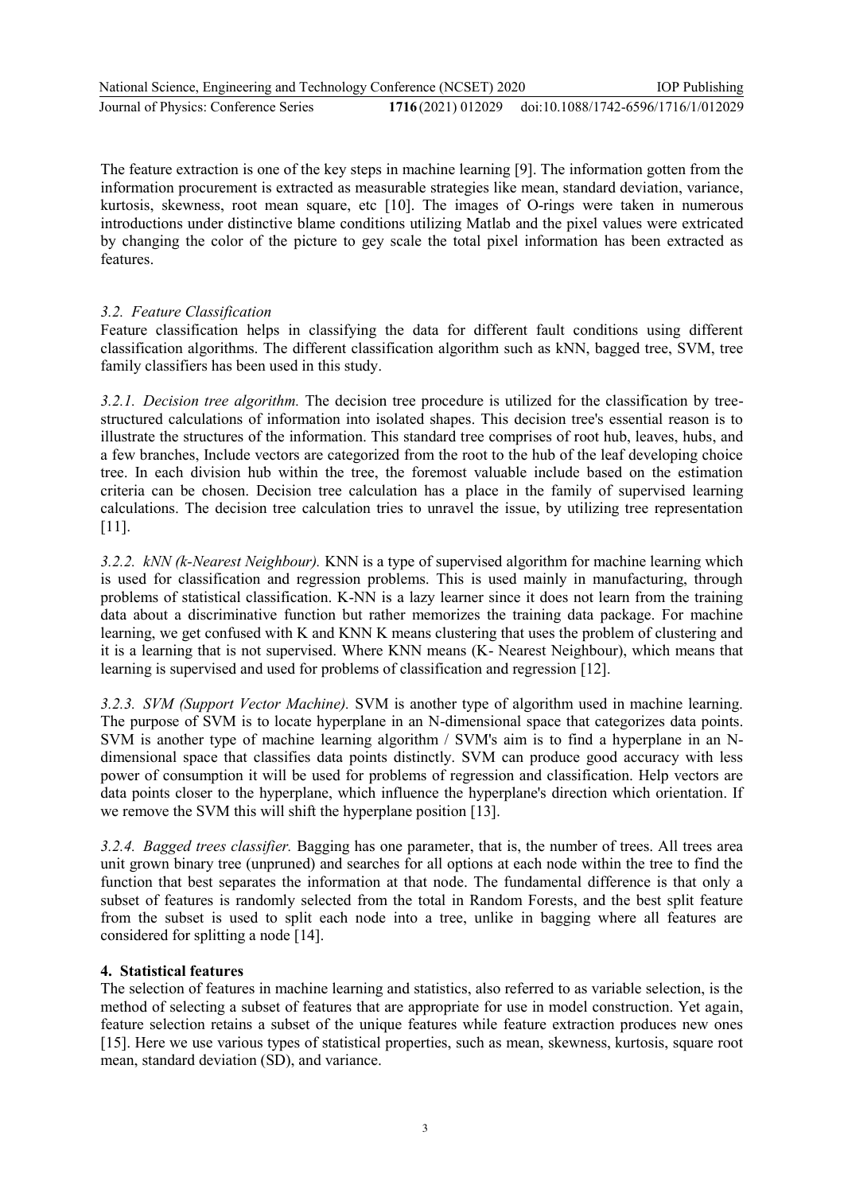The feature extraction is one of the key steps in machine learning [9]. The information gotten from the information procurement is extracted as measurable strategies like mean, standard deviation, variance, kurtosis, skewness, root mean square, etc [10]. The images of O-rings were taken in numerous introductions under distinctive blame conditions utilizing Matlab and the pixel values were extricated by changing the color of the picture to gey scale the total pixel information has been extracted as features.

### *3.2. Feature Classification*

Feature classification helps in classifying the data for different fault conditions using different classification algorithms. The different classification algorithm such as kNN, bagged tree, SVM, tree family classifiers has been used in this study.

*3.2.1. Decision tree algorithm.* The decision tree procedure is utilized for the classification by tree-structured calculations of information into isolated shapes. This decision tree's essential reason is to illustrate the structures of the information. This standard tree comprises of root hub, leaves, hubs, and a few branches, Include vectors are categorized from the root to the hub of the leaf developing choice tree. In each division hub within the tree, the foremost valuable include based on the estimation criteria can be chosen. Decision tree calculation has a place in the family of supervised learning calculations. The decision tree calculation tries to unravel the issue, by utilizing tree representation [11].

*3.2.2. kNN (k-Nearest Neighbour).* KNN is a type of supervised algorithm for machine learning which is used for classification and regression problems. This is used mainly in manufacturing, through problems of statistical classification. K-NN is a lazy learner since it does not learn from the training data about a discriminative function but rather memorizes the training data package. For machine learning, we get confused with K and KNN K means clustering that uses the problem of clustering and it is a learning that is not supervised. Where KNN means (K- Nearest Neighbour), which means that learning is supervised and used for problems of classification and regression [12].

*3.2.3. SVM (Support Vector Machine).* SVM is another type of algorithm used in machine learning. The purpose of SVM is to locate hyperplane in an N-dimensional space that categorizes data points. SVM is another type of machine learning algorithm / SVM's aim is to find a hyperplane in an N-dimensional space that classifies data points distinctly. SVM can produce good accuracy with less power of consumption it will be used for problems of regression and classification. Help vectors are data points closer to the hyperplane, which influence the hyperplane's direction which orientation. If we remove the SVM this will shift the hyperplane position [13].

*3.2.4. Bagged trees classifier.* Bagging has one parameter, that is, the number of trees. All trees area unit grown binary tree (unpruned) and searches for all options at each node within the tree to find the function that best separates the information at that node. The fundamental difference is that only a subset of features is randomly selected from the total in Random Forests, and the best split feature from the subset is used to split each node into a tree, unlike in bagging where all features are considered for splitting a node [14].

## **4. Statistical features**

The selection of features in machine learning and statistics, also referred to as variable selection, is the method of selecting a subset of features that are appropriate for use in model construction. Yet again, feature selection retains a subset of the unique features while feature extraction produces new ones [15]. Here we use various types of statistical properties, such as mean, skewness, kurtosis, square root mean, standard deviation (SD), and variance.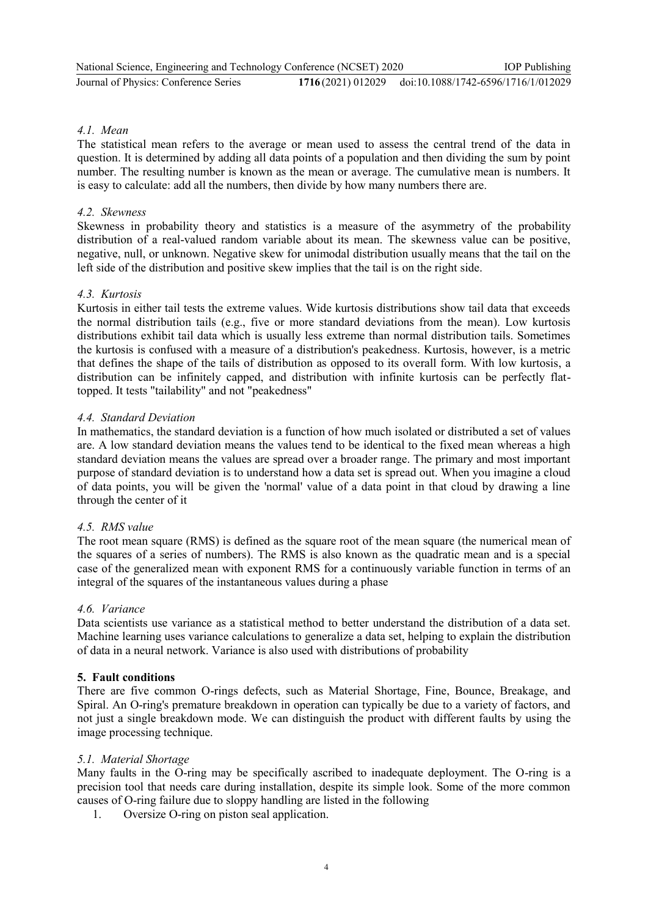### 4.1. Mean

The statistical mean refers to the average or mean used to assess the central trend of the data in question. It is determined by adding all data points of a population and then dividing the sum by point number. The resulting number is known as the mean or average. The cumulative mean is numbers. It is easy to calculate: add all the numbers, then divide by how many numbers there are.

### 4.2. Skewness

Skewness in probability theory and statistics is a measure of the asymmetry of the probability distribution of a real-valued random variable about its mean. The skewness value can be positive, negative, null, or unknown. Negative skew for unimodal distribution usually means that the tail on the left side of the distribution and positive skew implies that the tail is on the right side.

### 4.3. Kurtosis

Kurtosis in either tail tests the extreme values. Wide kurtosis distributions show tail data that exceeds the normal distribution tails (e.g., five or more standard deviations from the mean). Low kurtosis distributions exhibit tail data which is usually less extreme than normal distribution tails. Sometimes the kurtosis is confused with a measure of a distribution's peakedness. Kurtosis, however, is a metric that defines the shape of the tails of distribution as opposed to its overall form. With low kurtosis, a distribution can be infinitely capped, and distribution with infinite kurtosis can be perfectly flat-topped. It tests "tailability" and not "peakedness"

### 4.4. Standard Deviation

In mathematics, the standard deviation is a function of how much isolated or distributed a set of values are. A low standard deviation means the values tend to be identical to the fixed mean whereas a high standard deviation means the values are spread over a broader range. The primary and most important purpose of standard deviation is to understand how a data set is spread out. When you imagine a cloud of data points, you will be given the 'normal' value of a data point in that cloud by drawing a line through the center of it

### 4.5. RMS value

The root mean square (RMS) is defined as the square root of the mean square (the numerical mean of the squares of a series of numbers). The RMS is also known as the quadratic mean and is a special case of the generalized mean with exponent RMS for a continuously variable function in terms of an integral of the squares of the instantaneous values during a phase

### 4.6. Variance

Data scientists use variance as a statistical method to better understand the distribution of a data set. Machine learning uses variance calculations to generalize a data set, helping to explain the distribution of data in a neural network. Variance is also used with distributions of probability

## 5. Fault conditions

There are five common O-rings defects, such as Material Shortage, Fine, Bounce, Breakage, and Spiral. An O-ring's premature breakdown in operation can typically be due to a variety of factors, and not just a single breakdown mode. We can distinguish the product with different faults by using the image processing technique.

### 5.1. Material Shortage

Many faults in the O-ring may be specifically ascribed to inadequate deployment. The O-ring is a precision tool that needs care during installation, despite its simple look. Some of the more common causes of O-ring failure due to sloppy handling are listed in the following

1. Oversize O-ring on piston seal application.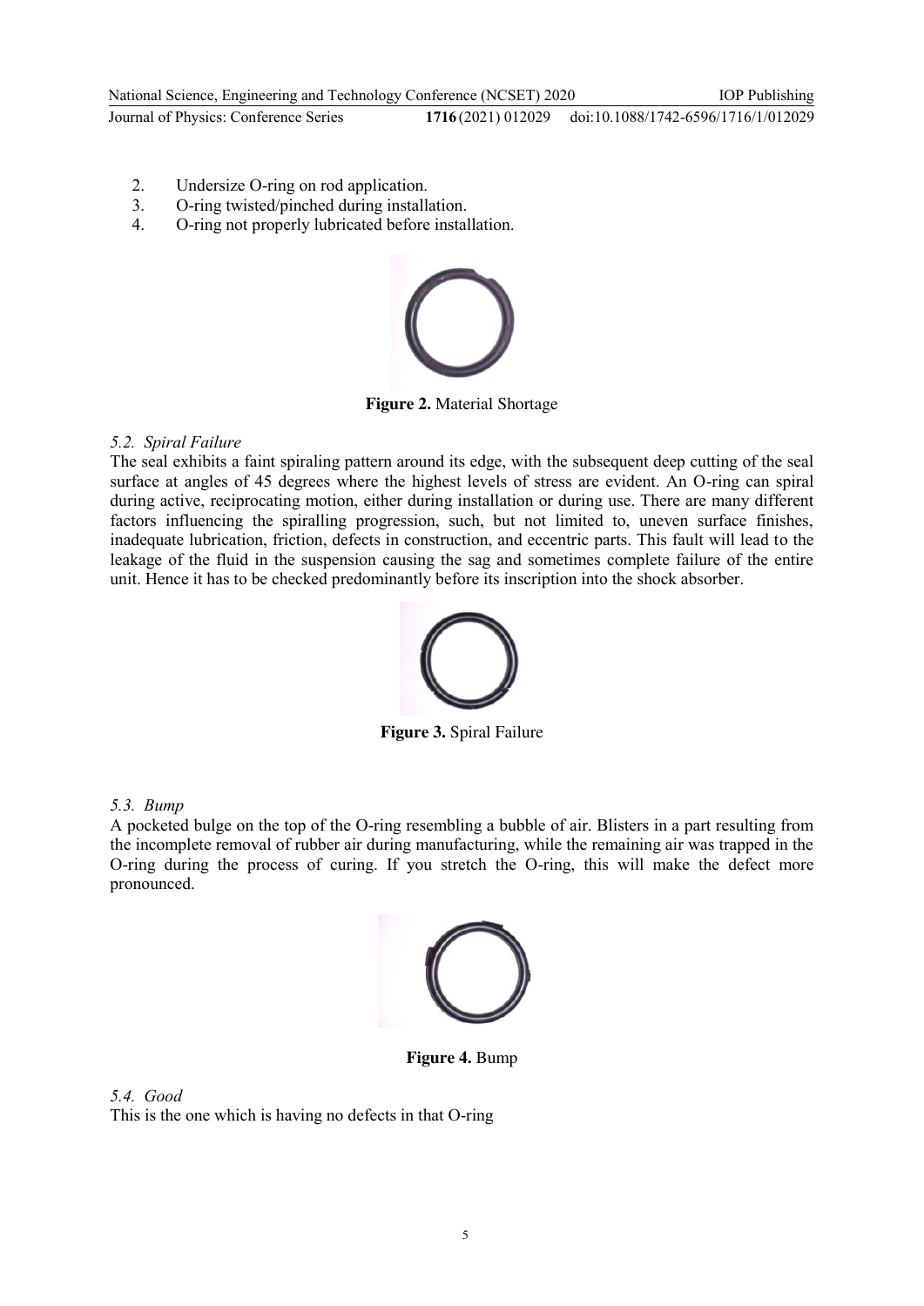2. Undersize O-ring on rod application.
3. O-ring twisted/pinched during installation.
4. O-ring not properly lubricated before installation.

**Figure 2.** Material Shortage

### *5.2. Spiral Failure*

The seal exhibits a faint spiraling pattern around its edge, with the subsequent deep cutting of the seal surface at angles of 45 degrees where the highest levels of stress are evident. An O-ring can spiral during active, reciprocating motion, either during installation or during use. There are many different factors influencing the spiralling progression, such, but not limited to, uneven surface finishes, inadequate lubrication, friction, defects in construction, and eccentric parts. This fault will lead to the leakage of the fluid in the suspension causing the sag and sometimes complete failure of the entire unit. Hence it has to be checked predominantly before its inscription into the shock absorber.

**Figure 3.** Spiral Failure

### *5.3. Bump*

A pocketed bulge on the top of the O-ring resembling a bubble of air. Blisters in a part resulting from the incomplete removal of rubber air during manufacturing, while the remaining air was trapped in the O-ring during the process of curing. If you stretch the O-ring, this will make the defect more pronounced.

**Figure 4.** Bump

### *5.4. Good*

This is the one which is having no defects in that O-ring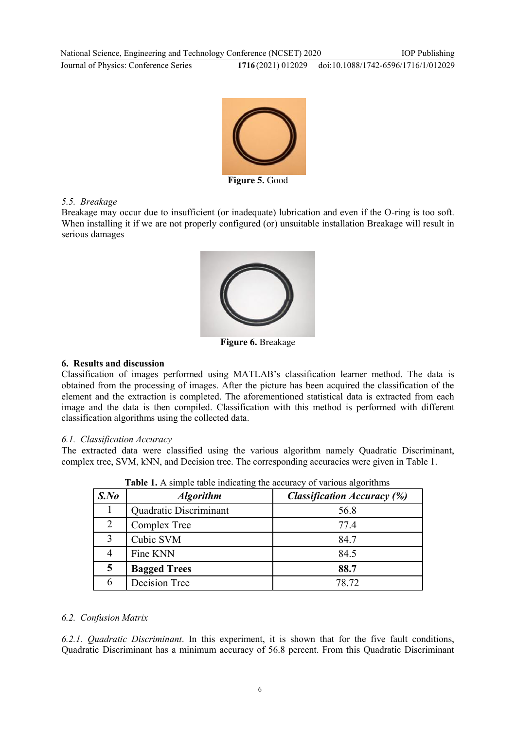**Figure 5.** Good

*5.5. Breakage*

Breakage may occur due to insufficient (or inadequate) lubrication and even if the O-ring is too soft. When installing it if we are not properly configured (or) unsuitable installation Breakage will result in serious damages

**Figure 6.** Breakage

## 6. Results and discussion

Classification of images performed using MATLAB's classification learner method. The data is obtained from the processing of images. After the picture has been acquired the classification of the element and the extraction is completed. The aforementioned statistical data is extracted from each image and the data is then compiled. Classification with this method is performed with different classification algorithms using the collected data.

*6.1. Classification Accuracy*

The extracted data were classified using the various algorithm namely Quadratic Discriminant, complex tree, SVM, kNN, and Decision tree. The corresponding accuracies were given in Table 1.

**Table 1.** A simple table indicating the accuracy of various algorithms

| *S.No* | *Algorithm* | *Classification Accuracy (%)* |
|---|---|---|
| 1 | Quadratic Discriminant | 56.8 |
| 2 | Complex Tree | 77.4 |
| 3 | Cubic SVM | 84.7 |
| 4 | Fine KNN | 84.5 |
| **5** | **Bagged Trees** | **88.7** |
| 6 | Decision Tree | 78.72 |

*6.2. Confusion Matrix*

*6.2.1. Quadratic Discriminant*. In this experiment, it is shown that for the five fault conditions, Quadratic Discriminant has a minimum accuracy of 56.8 percent. From this Quadratic Discriminant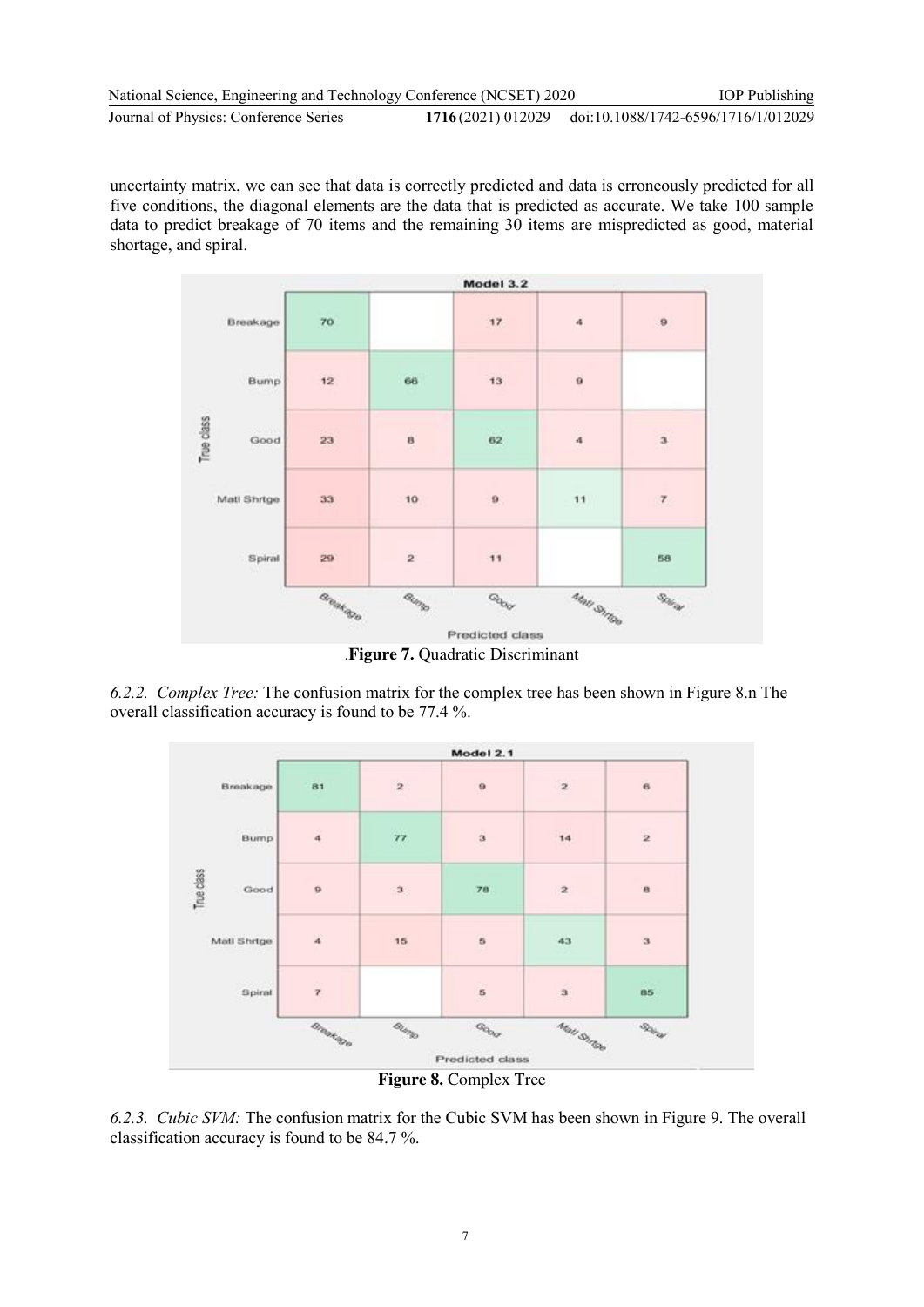uncertainty matrix, we can see that data is correctly predicted and data is erroneously predicted for all five conditions, the diagonal elements are the data that is predicted as accurate. We take 100 sample data to predict breakage of 70 items and the remaining 30 items are mispredicted as good, material shortage, and spiral.

**Model 3.2**

| True class \ Predicted class | Breakage | Bump | Good | Matl Shrtge | Spiral |
|---|---|---|---|---|---|
| Breakage | 70 | | 17 | 4 | 9 |
| Bump | 12 | 66 | 13 | 9 | |
| Good | 23 | 8 | 62 | 4 | 3 |
| Matl Shrtge | 33 | 10 | 9 | 11 | 7 |
| Spiral | 29 | 2 | 11 | | 58 |

.**Figure 7.** Quadratic Discriminant

*6.2.2. Complex Tree:* The confusion matrix for the complex tree has been shown in Figure 8.n The overall classification accuracy is found to be 77.4 %.

**Model 2.1**

| True class \ Predicted class | Breakage | Bump | Good | Matl Shrtge | Spiral |
|---|---|---|---|---|---|
| Breakage | 81 | 2 | 9 | 2 | 6 |
| Bump | 4 | 77 | 3 | 14 | 2 |
| Good | 9 | 3 | 78 | 2 | 8 |
| Matl Shrtge | 4 | 15 | 5 | 43 | 3 |
| Spiral | 7 | | 5 | 3 | 85 |

**Figure 8.** Complex Tree

*6.2.3. Cubic SVM:* The confusion matrix for the Cubic SVM has been shown in Figure 9. The overall classification accuracy is found to be 84.7 %.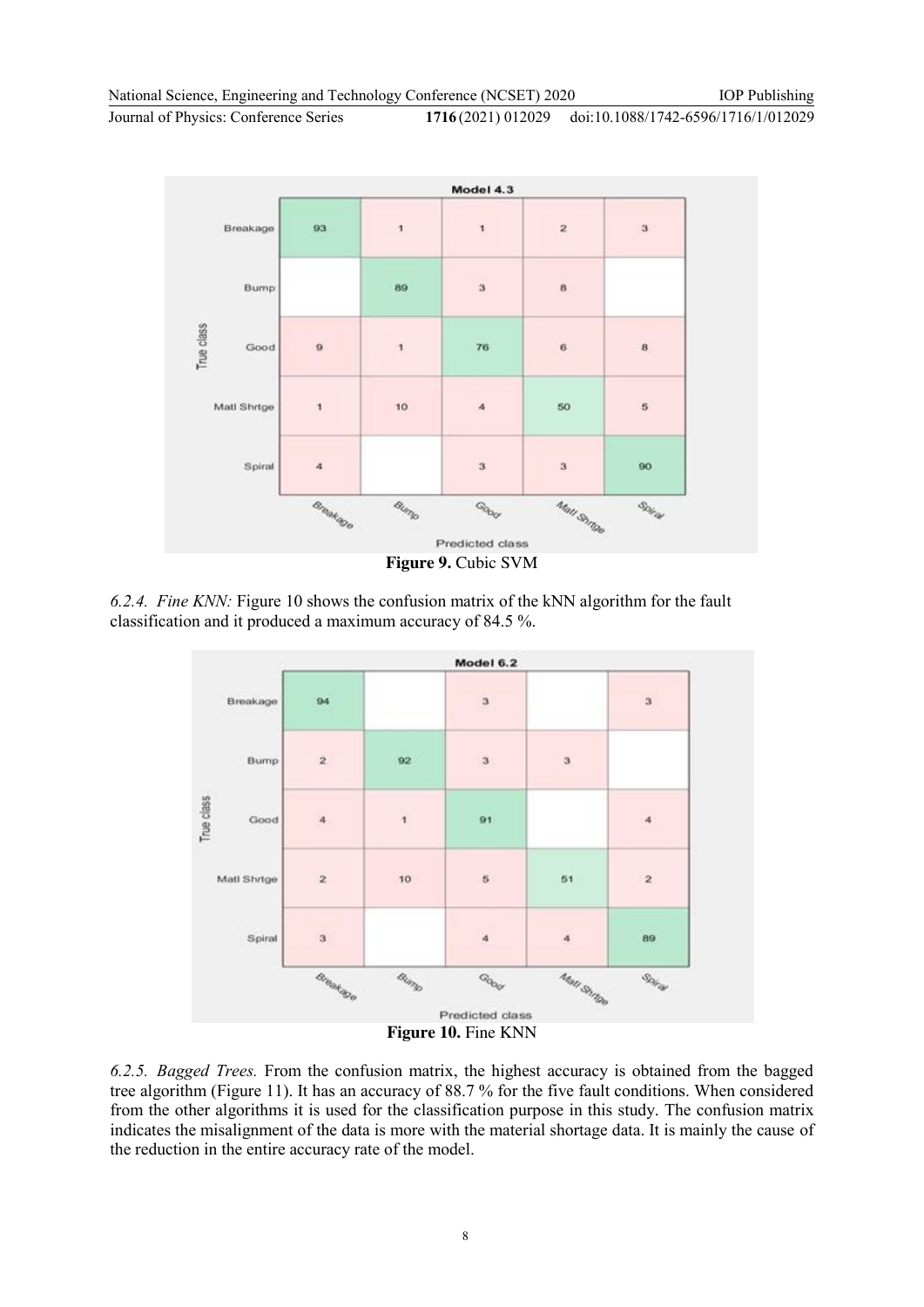**Model 4.3**

| True class \ Predicted class | Breakage | Bump | Good | Matl Shrtge | Spiral |
|---|---|---|---|---|---|
| Breakage | 93 | 1 | 1 | 2 | 3 |
| Bump | | 89 | 3 | 8 | |
| Good | 9 | 1 | 76 | 6 | 8 |
| Matl Shrtge | 1 | 10 | 4 | 50 | 5 |
| Spiral | 4 | | 3 | 3 | 90 |

**Figure 9.** Cubic SVM

*6.2.4. Fine KNN:* Figure 10 shows the confusion matrix of the kNN algorithm for the fault classification and it produced a maximum accuracy of 84.5 %.

**Model 6.2**

| True class \ Predicted class | Breakage | Bump | Good | Matl Shrtge | Spiral |
|---|---|---|---|---|---|
| Breakage | 94 | | 3 | | 3 |
| Bump | 2 | 92 | 3 | 3 | |
| Good | 4 | 1 | 91 | | 4 |
| Matl Shrtge | 2 | 10 | 5 | 51 | 2 |
| Spiral | 3 | | 4 | 4 | 89 |

**Figure 10.** Fine KNN

*6.2.5. Bagged Trees.* From the confusion matrix, the highest accuracy is obtained from the bagged tree algorithm (Figure 11). It has an accuracy of 88.7 % for the five fault conditions. When considered from the other algorithms it is used for the classification purpose in this study. The confusion matrix indicates the misalignment of the data is more with the material shortage data. It is mainly the cause of the reduction in the entire accuracy rate of the model.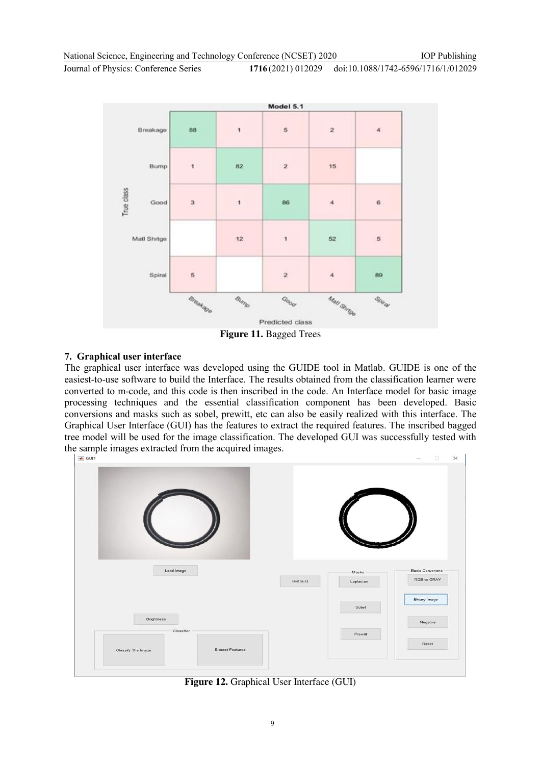**Figure 11.** Bagged Trees

## 7. Graphical user interface

The graphical user interface was developed using the GUIDE tool in Matlab. GUIDE is one of the easiest-to-use software to build the Interface. The results obtained from the classification learner were converted to m-code, and this code is then inscribed in the code. An Interface model for basic image processing techniques and the essential classification component has been developed. Basic conversions and masks such as sobel, prewitt, etc can also be easily realized with this interface. The Graphical User Interface (GUI) has the features to extract the required features. The inscribed bagged tree model will be used for the image classification. The developed GUI was successfully tested with the sample images extracted from the acquired images.

**Figure 12.** Graphical User Interface (GUI)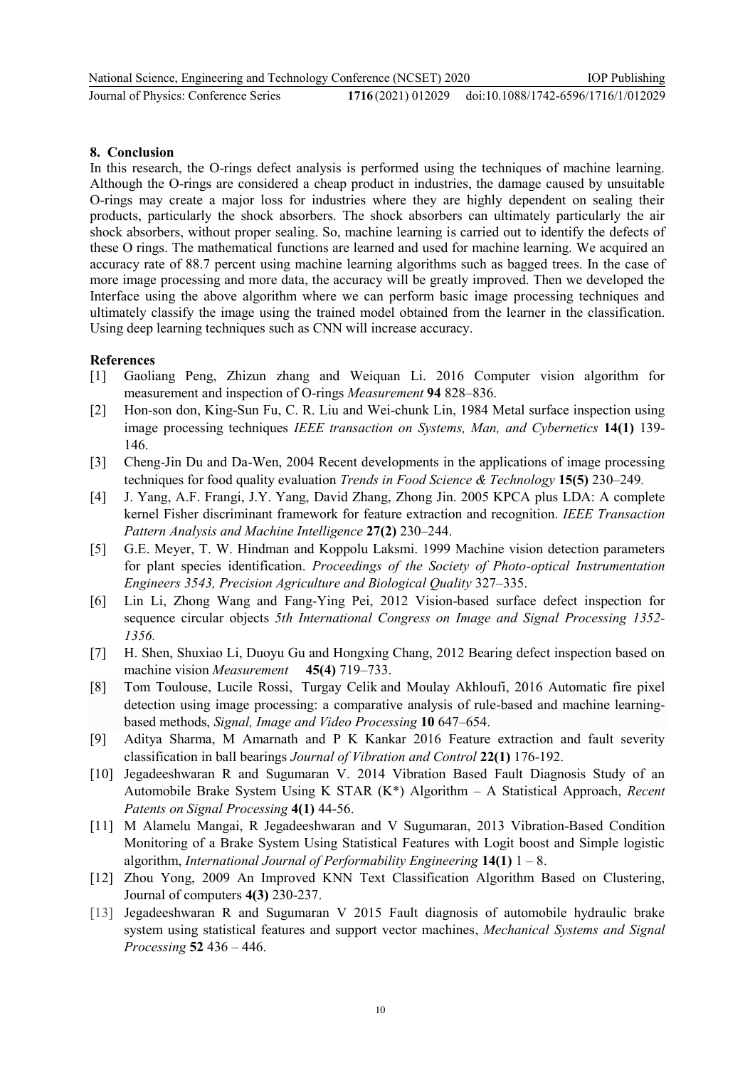## 8. Conclusion

In this research, the O-rings defect analysis is performed using the techniques of machine learning. Although the O-rings are considered a cheap product in industries, the damage caused by unsuitable O-rings may create a major loss for industries where they are highly dependent on sealing their products, particularly the shock absorbers. The shock absorbers can ultimately particularly the air shock absorbers, without proper sealing. So, machine learning is carried out to identify the defects of these O rings. The mathematical functions are learned and used for machine learning. We acquired an accuracy rate of 88.7 percent using machine learning algorithms such as bagged trees. In the case of more image processing and more data, the accuracy will be greatly improved. Then we developed the Interface using the above algorithm where we can perform basic image processing techniques and ultimately classify the image using the trained model obtained from the learner in the classification. Using deep learning techniques such as CNN will increase accuracy.

## References

[1] Gaoliang Peng, Zhizun zhang and Weiquan Li. 2016 Computer vision algorithm for measurement and inspection of O-rings *Measurement* **94** 828–836.

[2] Hon-son don, King-Sun Fu, C. R. Liu and Wei-chunk Lin, 1984 Metal surface inspection using image processing techniques *IEEE transaction on Systems, Man, and Cybernetics* **14(1)** 139-146.

[3] Cheng-Jin Du and Da-Wen, 2004 Recent developments in the applications of image processing techniques for food quality evaluation *Trends in Food Science & Technology* **15(5)** 230–249*.*

[4] J. Yang, A.F. Frangi, J.Y. Yang, David Zhang, Zhong Jin. 2005 KPCA plus LDA: A complete kernel Fisher discriminant framework for feature extraction and recognition. *IEEE Transaction Pattern Analysis and Machine Intelligence* **27(2)** 230–244.

[5] G.E. Meyer, T. W. Hindman and Koppolu Laksmi. 1999 Machine vision detection parameters for plant species identification. *Proceedings of the Society of Photo-optical Instrumentation Engineers 3543, Precision Agriculture and Biological Quality* 327–335.

[6] Lin Li, Zhong Wang and Fang-Ying Pei, 2012 Vision-based surface defect inspection for sequence circular objects *5th International Congress on Image and Signal Processing 1352-1356.*

[7] H. Shen, Shuxiao Li, Duoyu Gu and Hongxing Chang, 2012 Bearing defect inspection based on machine vision *Measurement* **45(4)** 719–733.

[8] Tom Toulouse, Lucile Rossi, Turgay Celik and Moulay Akhloufi, 2016 Automatic fire pixel detection using image processing: a comparative analysis of rule-based and machine learning-based methods, *Signal, Image and Video Processing* **10** 647–654.

[9] Aditya Sharma, M Amarnath and P K Kankar 2016 Feature extraction and fault severity classification in ball bearings *Journal of Vibration and Control* **22(1)** 176-192.

[10] Jegadeeshwaran R and Sugumaran V. 2014 Vibration Based Fault Diagnosis Study of an Automobile Brake System Using K STAR (K*) Algorithm – A Statistical Approach, *Recent Patents on Signal Processing* **4(1)** 44-56.

[11] M Alamelu Mangai, R Jegadeeshwaran and V Sugumaran, 2013 Vibration-Based Condition Monitoring of a Brake System Using Statistical Features with Logit boost and Simple logistic algorithm, *International Journal of Performability Engineering* **14(1)** 1 – 8.

[12] Zhou Yong, 2009 An Improved KNN Text Classification Algorithm Based on Clustering, Journal of computers **4(3)** 230-237.

[13] Jegadeeshwaran R and Sugumaran V 2015 Fault diagnosis of automobile hydraulic brake system using statistical features and support vector machines, *Mechanical Systems and Signal Processing* **52** 436 – 446.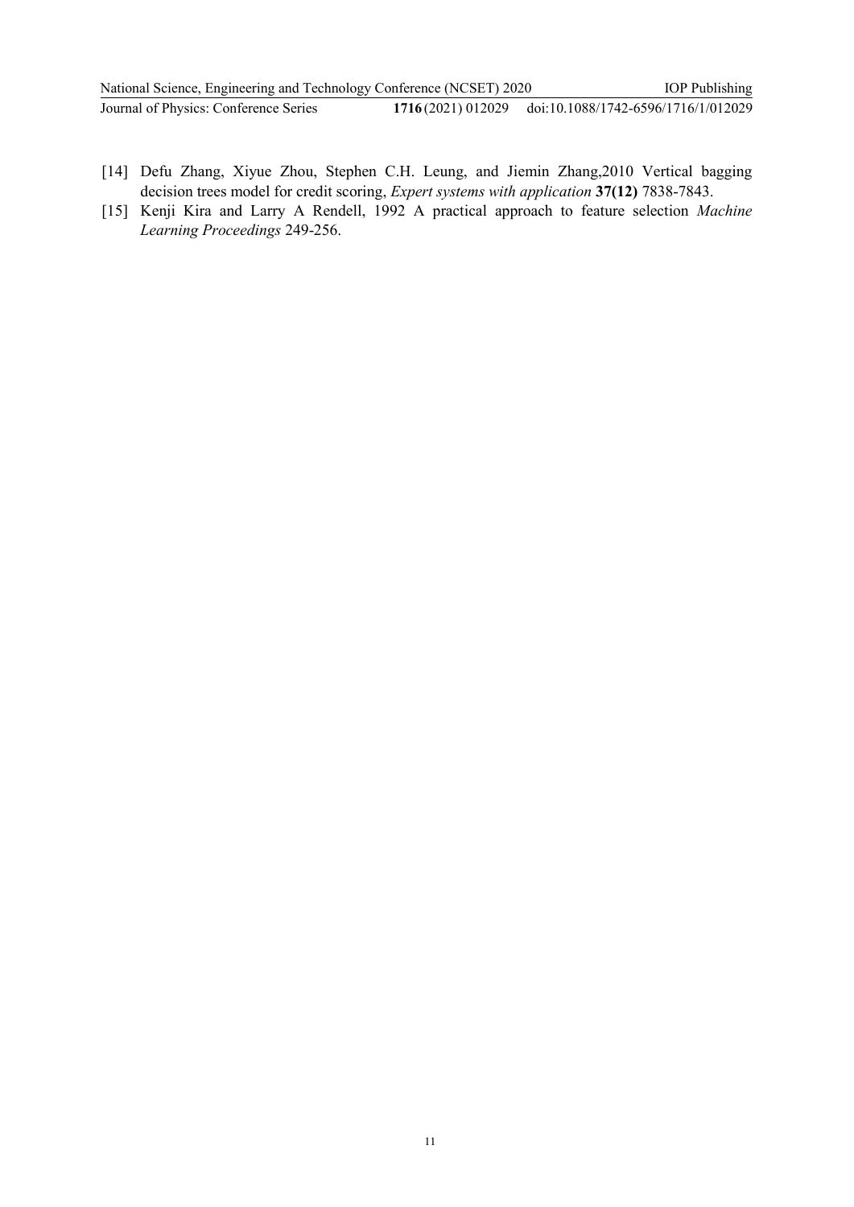[14] Defu Zhang, Xiyue Zhou, Stephen C.H. Leung, and Jiemin Zhang,2010 Vertical bagging decision trees model for credit scoring, *Expert systems with application* **37(12)** 7838-7843.

[15] Kenji Kira and Larry A Rendell, 1992 A practical approach to feature selection *Machine Learning Proceedings* 249-256.